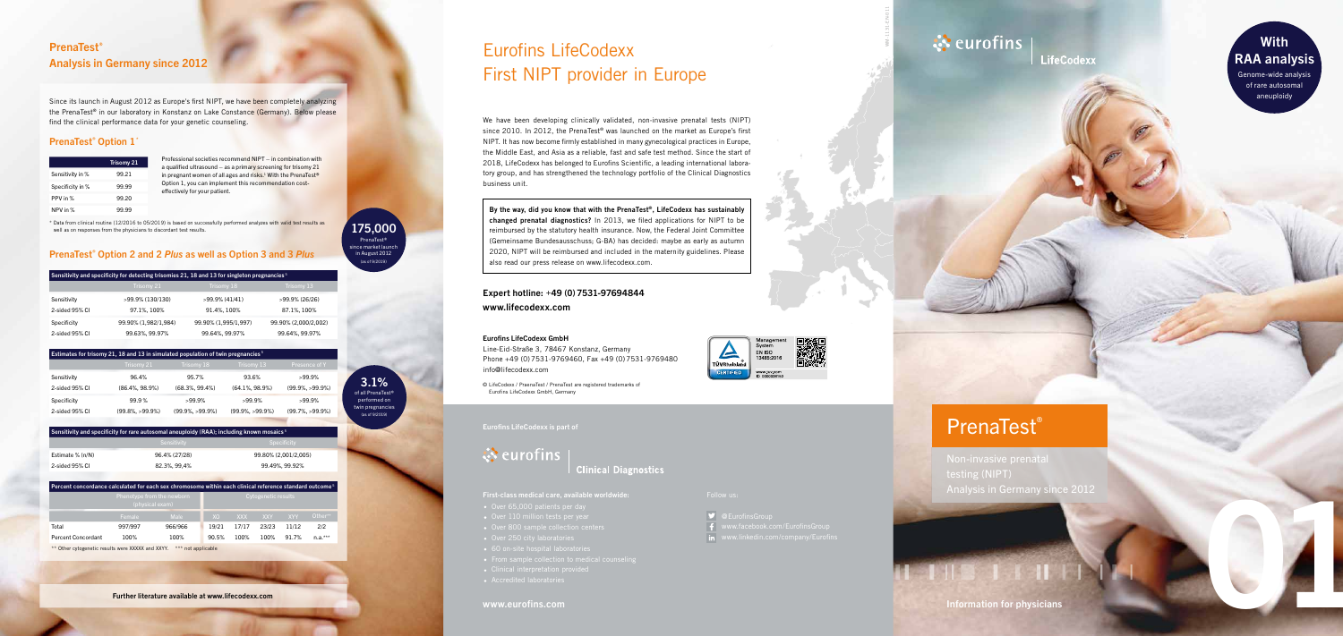## PrenaTest® Analysis in Germany since 2012

Since its launch in August 2012 as Europe's first NIPT, we have been completely analyzing the PrenaTest® in our laboratory in Konstanz on Lake Constance (Germany). Below please find the clinical performance data for your genetic counseling.

### PrenaTest® Option 1*

| | Trisomy 21 |
|---|---|
| Sensitivity in % | 99.21 |
| Specificity in % | 99.99 |
| PPV in % | 99.20 |
| NPV in % | 99.99 |

Professional societies recommend NIPT – in combination with a qualified ultrasound – as a primary screening for trisomy 21 in pregnant women of all ages and risks.[1] With the PrenaTest® Option 1, you can implement this recommendation cost-effectively for your patient.

* Data from clinical routine (12/2016 to 05/2019) is based on successfully performed analyzes with valid test results as well as on responses from the physicians to discordant test results.

**175,000** PrenaTest® since market launch in August 2012 (as of 9/2019)

### PrenaTest® Option 2 and 2 *Plus* as well as Option 3 and 3 *Plus*

| Sensitivity and specificity for detecting trisomies 21, 18 and 13 for singleton pregnancies[2] | | | |
|---|---|---|---|
| | Trisomy 21 | Trisomy 18 | Trisomy 13 |
| Sensitivity | >99.9% (130/130) | >99.9% (41/41) | >99.9% (26/26) |
| 2-sided 95% CI | 97.1%, 100% | 91.4%, 100% | 87.1%, 100% |
| Specificity | 99.90% (1,982/1,984) | 99.90% (1,995/1,997) | 99.90% (2,000/2,002) |
| 2-sided 95% CI | 99.63%, 99.97% | 99.64%, 99.97% | 99.64%, 99.97% |

| Estimates for trisomy 21, 18 and 13 in simulated population of twin pregnancies[3] | | | | |
|---|---|---|---|---|
| | Trisomy 21 | Trisomy 18 | Trisomy 13 | Presence of Y |
| Sensitivity | 96.4% | 95.7% | 93.6% | >99.9% |
| 2-sided 95% CI | (86.4%, 98.9%) | (68.3%, 99.4%) | (64.1%, 98.9%) | (99.9%, >99.9%) |
| Specificity | 99.9 % | >99.9% | >99.9% | >99.9% |
| 2-sided 95% CI | (99.8%, >99.9%) | (99.9%, >99.9%) | (99.9%, >99.9%) | (99.7%, >99.9%) |

**3.1%** of all PrenaTest® performed on twin pregnancies (as of 9/2019)

| Sensitivity and specificity for rare autosomal aneuploidy (RAA); including known mosaics[4] | | |
|---|---|---|
| | Sensitivity | Specificity |
| Estimate % (n/N) | 96.4% (27/28) | 99.80% (2,001/2,005) |
| 2-sided 95% CI | 82.3%, 99.4% | 99.49%, 99.92% |

| Percent concordance calculated for each sex chromosome within each clinical reference standard outcome[5] | | | | | | | |
|---|---|---|---|---|---|---|---|
| | Phenotype from the newborn (physical exam) | | Cytogenetic results | | | | |
| | Female | Male | XO | XXX | XXY | XYY | Other** |
| Total | 997/997 | 966/966 | 19/21 | 17/17 | 23/23 | 11/12 | 2/2 |
| Percent Concordant | 100% | 100% | 90.5% | 100% | 100% | 91.7% | n.a.*** |

** Other cytogenetic results were XXXXX and XXYY. *** not applicable

**Further literature available at www.lifecodexx.com**

# Eurofins LifeCodexx First NIPT provider in Europe

We have been developing clinically validated, non-invasive prenatal tests (NIPT) since 2010. In 2012, the PrenaTest® was launched on the market as Europe's first NIPT. It has now become firmly established in many gynecological practices in Europe, the Middle East, and Asia as a reliable, fast and safe test method. Since the start of 2018, LifeCodexx has belonged to Eurofins Scientific, a leading international laboratory group, and has strengthened the technology portfolio of the Clinical Diagnostics business unit.

**By the way, did you know that with the PrenaTest®, LifeCodexx has sustainably changed prenatal diagnostics?** In 2013, we filed applications for NIPT to be reimbursed by the statutory health insurance. Now, the Federal Joint Committee (Gemeinsame Bundesausschuss; G-BA) has decided: maybe as early as autumn 2020, NIPT will be reimbursed and included in the maternity guidelines. Please also read our press release on www.lifecodexx.com.

**Expert hotline: +49 (0) 7531-97694844**
**www.lifecodexx.com**

**Eurofins LifeCodexx GmbH**
Line-Eid-Straße 3, 78467 Konstanz, Germany
Phone +49 (0) 7531-9769460, Fax +49 (0) 7531-9769480
info@lifecodexx.com

© LifeCodexx / PrenaTest / PrenaTest are registered trademarks of Eurofins LifeCodexx GmbH, Germany

Management System EN ISO 13485:2016
www.tuv.com ID 0000039763

**Eurofins LifeCodexx is part of**

eurofins | Clinical Diagnostics

**First-class medical care, available worldwide:**

- Over 65,000 patients per day
- Over 110 million tests per year
- Over 800 sample collection centers
- Over 250 city laboratories
- 60 on-site hospital laboratories
- From sample collection to medical counseling
- Clinical interpretation provided
- Accredited laboratories

Follow us:

- @EurofinsGroup
- www.facebook.com/EurofinsGroup
- www.linkedin.com/company/Eurofins

www.eurofins.com

eurofins | LifeCodexx

**With RAA analysis**
Genome-wide analysis of rare autosomal aneuploidy

# PrenaTest®

Non-invasive prenatal testing (NIPT)
Analysis in Germany since 2012

01

**Information for physicians**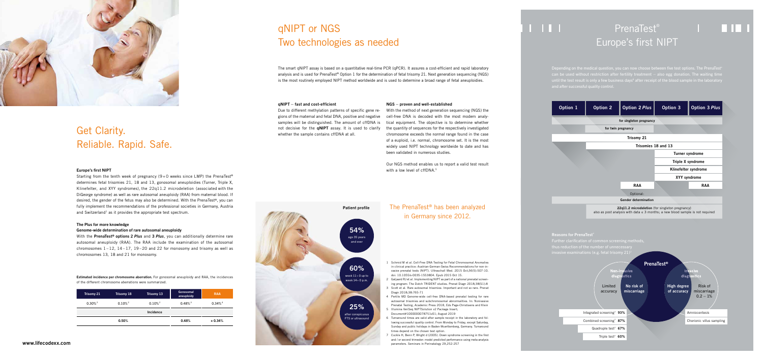# Get Clarity. Reliable. Rapid. Safe.

### Europe's first NIPT

Starting from the tenth week of pregnancy (9+0 weeks since LMP) the PrenaTest® determines fetal trisomies 21, 18 and 13, gonosomal aneuploidies (Turner, Triple X, Klinefelter, and XYY syndromes), the 22q11.2 microdeletion (associated with the DiGeorge syndrome) as well as rare autosomal aneuploidy (RAA) from maternal blood. If desired, the gender of the fetus may also be determined. With the PrenaTest®, you can fully implement the recommendations of the professional societies in Germany, Austria and Switzerland[1] as it provides the appropriate test spectrum.

### The Plus for more knowledge

**Genome-wide determination of rare autosomal aneuploidy**

With the **PrenaTest® options 2 *Plus*** and **3 *Plus***, you can additionally determine rare autosomal aneuploidy (RAA). The RAA include the examination of the autosomal chromosomes 1–12, 14–17, 19–20 and 22 for monosomy and trisomy as well as chromosomes 13, 18 and 21 for monosomy.

**Estimated incidence per chromosome aberration.** For gonosomal aneuploidy and RAA, the incidences of the different chromosome aberrations were summarized.

| Trisomy 21 | Trisomy 18 | Trisomy 13 | Gonosomal aneuploidy | RAA |
|---|---|---|---|---|
| 0.30%[2] | 0.10%[2] | 0.10%[2] | 0.48%[3] | 0.34%[4] |
| Incidence | | | | |
| 0.50% | | | 0.48% | + 0.34% |

www.lifecodexx.com

# qNIPT or NGS Two technologies as needed

The smart qNIPT assay is based on a quantitative real-time PCR (qPCR). It assures a cost-efficient and rapid laboratory analysis and is used for PrenaTest® Option 1 for the determination of fetal trisomy 21. Next generation sequencing (NGS) is the most routinely employed NIPT method worldwide and is used to determine a broad range of fetal aneuploidies.

### qNIPT – fast and cost-efficient

Due to different methylation patterns of specific gene regions of the maternal and fetal DNA, positive and negative samples will be distinguished. The amount of cffDNA is not decisive for the **qNIPT** assay. It is used to clarify whether the sample contains cffDNA at all.

### NGS – proven and well-established

With the method of next generation sequencing (NGS) the cell-free DNA is decoded with the most modern analytical equipment. The objective is to determine whether the quantity of sequences for the respectively investigated chromosome exceeds the normal range found in the case of a euploid, i.e. normal, chromosome set. It is the most widely used NIPT technology worldwide to date and has been validated in numerous studies.

Our NGS method enables us to report a valid test result with a low level of cffDNA.[5]

Patient profile

54% age 35 years and over

60% week 11+0 up to week 14+0 p.m.

25% after conspicuous FTS or ultrasound

## The PrenaTest® has been analyzed in Germany since 2012.

1. Schmid M et al. Cell-Free DNA Testing for Fetal Chromosomal Anomalies in clinical practice: Austrian-German-Swiss Recommendations for non-invasive prenatal tests (NIPT). Ultraschall Med. 2015 Oct;36(5):507-10. doi: 10.1055/s-0035-1553804. Epub 2015 Oct 15.
2. Gadjaard RJ et al. Implementing NIPT as part of a national prenatal screening program: The Dutch TRIDENT studies. Prenat Diagn 2018;38(S1):8
3. Scott et al. Rare autosomal trisomies: Important and not so rare. Prenat Diagn 2018;38:765-71
4. Pertile MD Genome-wide cell-free DNA-based prenatal testing for rare autosomal trisomies and subchromosomal abnormalities. In: Noninvasive Prenatal Testing, Academic Press 2018, Eds Page-Christiaens and Klein
5. Illumina VeriSeq NIPTSolution v2 Package Insert; Document#1000000078751v01; August 2019
6. Turnaround times are valid after sample receipt in the laboratory and following successful quality control. From Monday to Friday, except Saturday, Sunday and public holidays in Baden-Wuerttemberg, Germany. Turnaround times depend on the chosen test option.
7. Cuckle H, Benn P, Wright d (2005): Down syndrome screening in the first and / or second trimester: model predicted performance using meta-analysis parameters. Seminars in Perinatalogy 29,252-257

# PrenaTest® Europe's first NIPT

Depending on the medical question, you can now choose between five test options. The PrenaTest® can be used without restriction after fertility treatment – also egg donation. The waiting time until the test result is only a few business days[6] after receipt of the blood sample in the laboratory and after successful quality control.

| Option 1 | Option 2 | Option 2 *Plus* | Option 3 | Option 3 *Plus* |
|---|---|---|---|---|
| | for singleton pregnancy | | | |
| | for twin pregnancy | | | |
| Trisomy 21 | | | | |
| | Trisomies 18 and 13 | | | |
| | | | Turner syndrome | |
| | | | Triple X syndrome | |
| | | | Klinefelter syndrome | |
| | | | XYY syndrome | |
| | | RAA | | RAA |
| | Optional: Gender determination | | | |
| | **22q11.2 microdeletion** (for singleton pregnancy) also as post analysis with data ≤ 3 months; a new blood sample is not required | | | |

### Reasons for PrenaTest®

Further clarification of common screening methods, thus reduction of the number of unnecessary invasive examinations (e.g. fetal trisomy 21)[7]

PrenaTest®

Non-invasive diagnostics

Invasive diagnostics

Limited accuracy

No risk of miscarriage

High degree of accuracy

Risk of miscarriage 0.2 – 1%

Integrated screening[7] 93%

Combined screening[7] 87%

Quadruple test[7] 67%

Triple test[7] 60%

Amniocentesis

Chorionic villus sampling